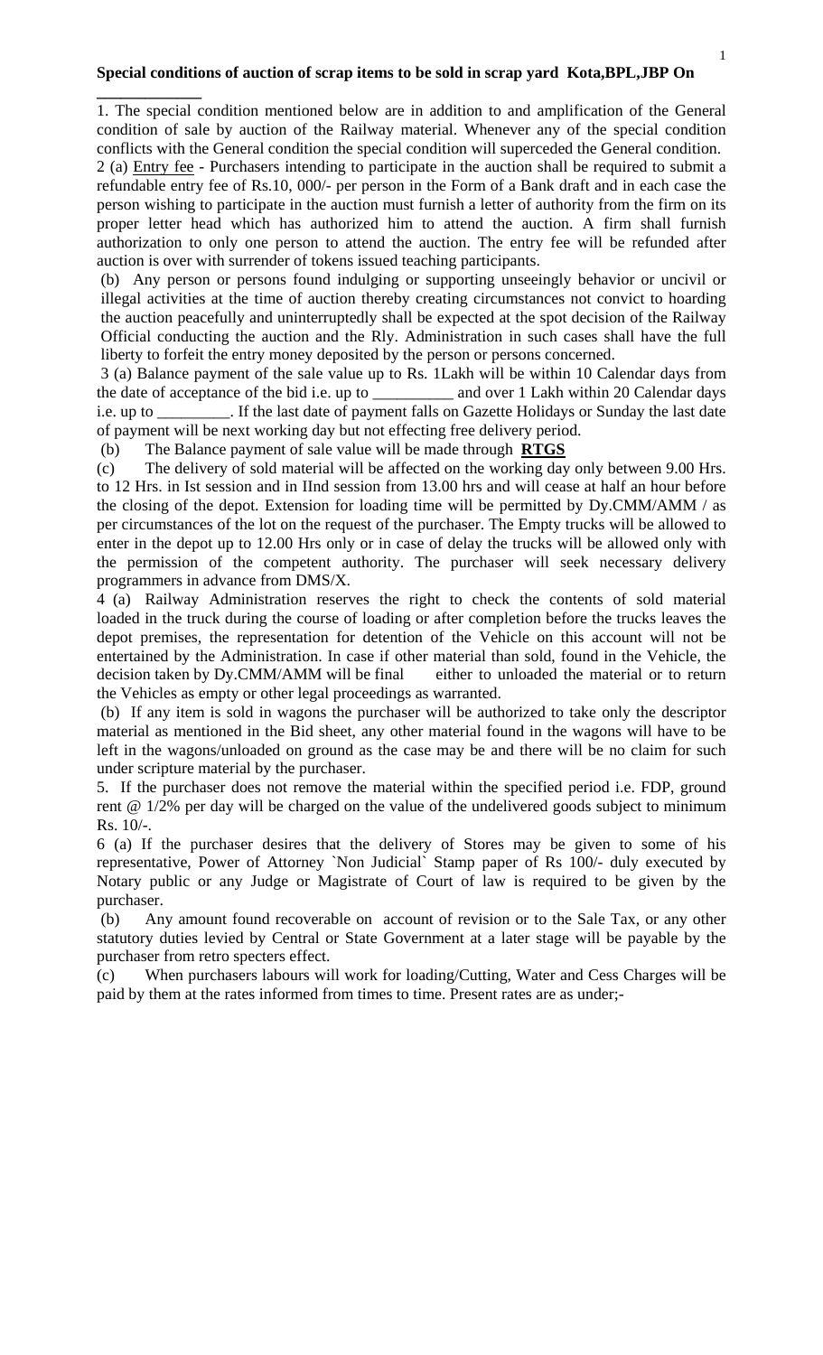**Special conditions of auction of scrap items to be sold in scrap yard Kota,BPL,JBP On \_\_\_\_\_\_\_\_\_\_\_\_\_**

1. The special condition mentioned below are in addition to and amplification of the General condition of sale by auction of the Railway material. Whenever any of the special condition conflicts with the General condition the special condition will superceded the General condition.

2 (a) Entry fee - Purchasers intending to participate in the auction shall be required to submit a refundable entry fee of Rs.10, 000/- per person in the Form of a Bank draft and in each case the person wishing to participate in the auction must furnish a letter of authority from the firm on its proper letter head which has authorized him to attend the auction. A firm shall furnish authorization to only one person to attend the auction. The entry fee will be refunded after auction is over with surrender of tokens issued teaching participants.

(b) Any person or persons found indulging or supporting unseeingly behavior or uncivil or illegal activities at the time of auction thereby creating circumstances not convict to hoarding the auction peacefully and uninterruptedly shall be expected at the spot decision of the Railway Official conducting the auction and the Rly. Administration in such cases shall have the full liberty to forfeit the entry money deposited by the person or persons concerned.

3 (a) Balance payment of the sale value up to Rs. 1Lakh will be within 10 Calendar days from the date of acceptance of the bid i.e. up to \_\_\_\_\_\_\_\_\_\_ and over 1 Lakh within 20 Calendar days i.e. up to \_\_\_\_\_\_\_\_\_. If the last date of payment falls on Gazette Holidays or Sunday the last date of payment will be next working day but not effecting free delivery period.

(b) The Balance payment of sale value will be made through **RTGS**

(c) The delivery of sold material will be affected on the working day only between 9.00 Hrs. to 12 Hrs. in Ist session and in IInd session from 13.00 hrs and will cease at half an hour before the closing of the depot. Extension for loading time will be permitted by Dy.CMM/AMM / as per circumstances of the lot on the request of the purchaser. The Empty trucks will be allowed to enter in the depot up to 12.00 Hrs only or in case of delay the trucks will be allowed only with the permission of the competent authority. The purchaser will seek necessary delivery programmers in advance from DMS/X.

4 (a) Railway Administration reserves the right to check the contents of sold material loaded in the truck during the course of loading or after completion before the trucks leaves the depot premises, the representation for detention of the Vehicle on this account will not be entertained by the Administration. In case if other material than sold, found in the Vehicle, the decision taken by Dy.CMM/AMM will be final either to unloaded the material or to return the Vehicles as empty or other legal proceedings as warranted.

(b) If any item is sold in wagons the purchaser will be authorized to take only the descriptor material as mentioned in the Bid sheet, any other material found in the wagons will have to be left in the wagons/unloaded on ground as the case may be and there will be no claim for such under scripture material by the purchaser.

5. If the purchaser does not remove the material within the specified period i.e. FDP, ground rent @ 1/2% per day will be charged on the value of the undelivered goods subject to minimum Rs. 10/-.

6 (a) If the purchaser desires that the delivery of Stores may be given to some of his representative, Power of Attorney `Non Judicial` Stamp paper of Rs 100/- duly executed by Notary public or any Judge or Magistrate of Court of law is required to be given by the purchaser.

(b) Any amount found recoverable on account of revision or to the Sale Tax, or any other statutory duties levied by Central or State Government at a later stage will be payable by the purchaser from retro specters effect.

(c) When purchasers labours will work for loading/Cutting, Water and Cess Charges will be paid by them at the rates informed from times to time. Present rates are as under;-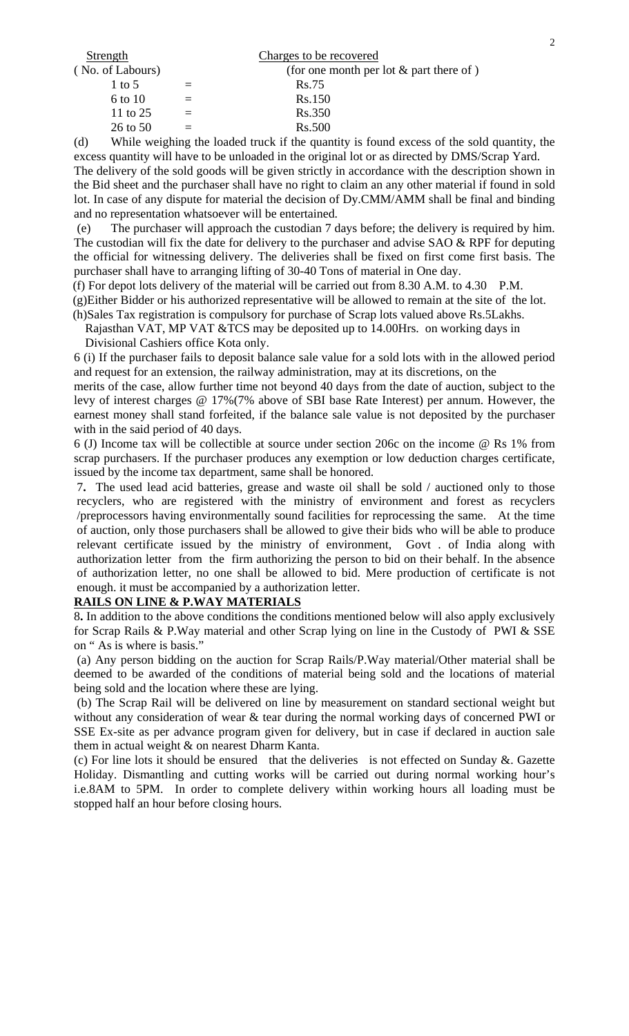| Strength (No. of Labours) | | Charges to be recovered (for one month per lot & part there of ) |
|---|---|---|
| 1 to 5 | = | Rs.75 |
| 6 to 10 | = | Rs.150 |
| 11 to 25 | = | Rs.350 |
| 26 to 50 | = | Rs.500 |

(d) While weighing the loaded truck if the quantity is found excess of the sold quantity, the excess quantity will have to be unloaded in the original lot or as directed by DMS/Scrap Yard. The delivery of the sold goods will be given strictly in accordance with the description shown in the Bid sheet and the purchaser shall have no right to claim an any other material if found in sold lot. In case of any dispute for material the decision of Dy.CMM/AMM shall be final and binding and no representation whatsoever will be entertained.

(e) The purchaser will approach the custodian 7 days before; the delivery is required by him. The custodian will fix the date for delivery to the purchaser and advise SAO & RPF for deputing the official for witnessing delivery. The deliveries shall be fixed on first come first basis. The purchaser shall have to arranging lifting of 30-40 Tons of material in One day.

(f) For depot lots delivery of the material will be carried out from 8.30 A.M. to 4.30 P.M.

(g)Either Bidder or his authorized representative will be allowed to remain at the site of the lot.

(h)Sales Tax registration is compulsory for purchase of Scrap lots valued above Rs.5Lakhs. Rajasthan VAT, MP VAT &TCS may be deposited up to 14.00Hrs. on working days in Divisional Cashiers office Kota only.

6 (i) If the purchaser fails to deposit balance sale value for a sold lots with in the allowed period and request for an extension, the railway administration, may at its discretions, on the merits of the case, allow further time not beyond 40 days from the date of auction, subject to the levy of interest charges @ 17%(7% above of SBI base Rate Interest) per annum. However, the earnest money shall stand forfeited, if the balance sale value is not deposited by the purchaser with in the said period of 40 days.

6 (J) Income tax will be collectible at source under section 206c on the income @ Rs 1% from scrap purchasers. If the purchaser produces any exemption or low deduction charges certificate, issued by the income tax department, same shall be honored.

7. The used lead acid batteries, grease and waste oil shall be sold / auctioned only to those recyclers, who are registered with the ministry of environment and forest as recyclers /preprocessors having environmentally sound facilities for reprocessing the same. At the time of auction, only those purchasers shall be allowed to give their bids who will be able to produce relevant certificate issued by the ministry of environment, Govt . of India along with authorization letter from the firm authorizing the person to bid on their behalf. In the absence of authorization letter, no one shall be allowed to bid. Mere production of certificate is not enough. it must be accompanied by a authorization letter.

**RAILS ON LINE & P.WAY MATERIALS**

**8.** In addition to the above conditions the conditions mentioned below will also apply exclusively for Scrap Rails & P.Way material and other Scrap lying on line in the Custody of PWI & SSE on " As is where is basis."

(a) Any person bidding on the auction for Scrap Rails/P.Way material/Other material shall be deemed to be awarded of the conditions of material being sold and the locations of material being sold and the location where these are lying.

(b) The Scrap Rail will be delivered on line by measurement on standard sectional weight but without any consideration of wear & tear during the normal working days of concerned PWI or SSE Ex-site as per advance program given for delivery, but in case if declared in auction sale them in actual weight & on nearest Dharm Kanta.

(c) For line lots it should be ensured that the deliveries is not effected on Sunday &. Gazette Holiday. Dismantling and cutting works will be carried out during normal working hour's i.e.8AM to 5PM. In order to complete delivery within working hours all loading must be stopped half an hour before closing hours.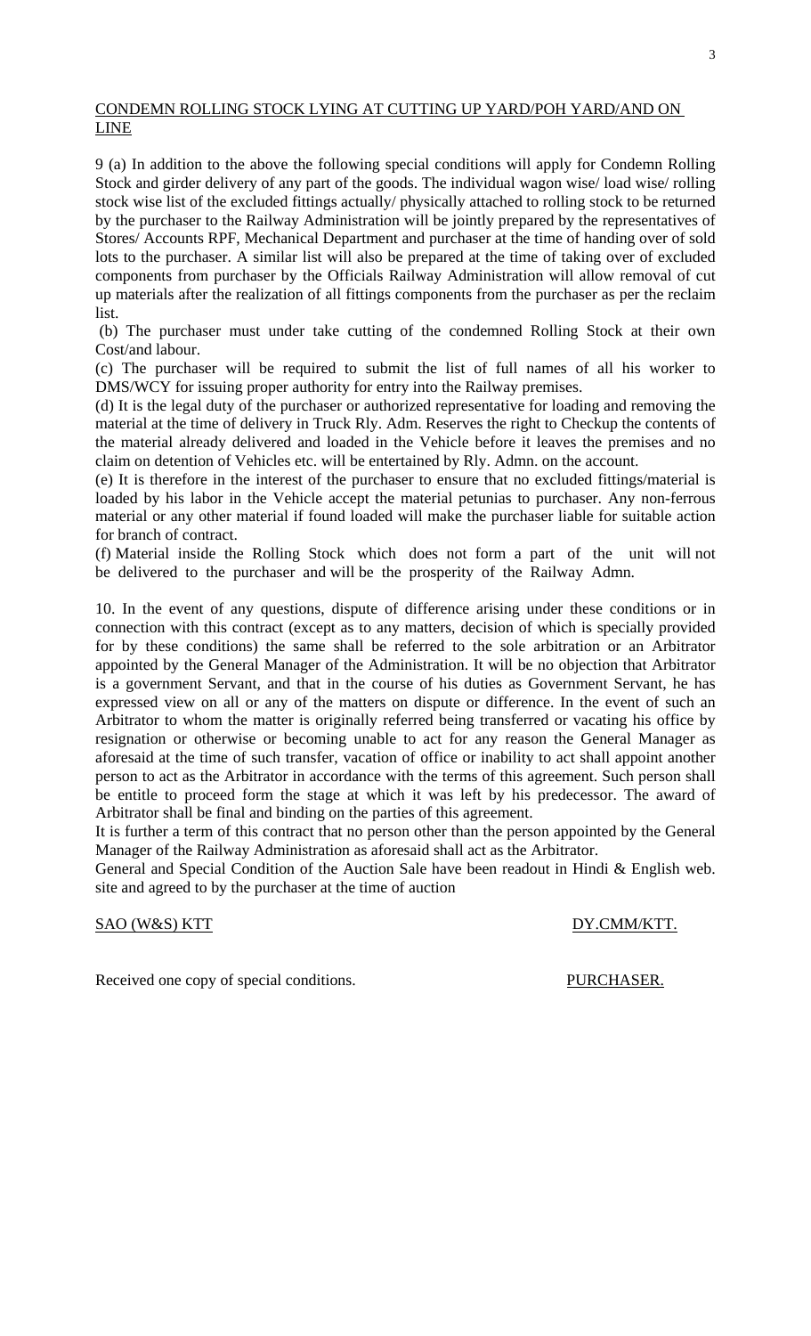<u>CONDEMN ROLLING STOCK LYING AT CUTTING UP YARD/POH YARD/AND ON LINE</u>

9 (a) In addition to the above the following special conditions will apply for Condemn Rolling Stock and girder delivery of any part of the goods. The individual wagon wise/ load wise/ rolling stock wise list of the excluded fittings actually/ physically attached to rolling stock to be returned by the purchaser to the Railway Administration will be jointly prepared by the representatives of Stores/ Accounts RPF, Mechanical Department and purchaser at the time of handing over of sold lots to the purchaser. A similar list will also be prepared at the time of taking over of excluded components from purchaser by the Officials Railway Administration will allow removal of cut up materials after the realization of all fittings components from the purchaser as per the reclaim list.

(b) The purchaser must under take cutting of the condemned Rolling Stock at their own Cost/and labour.

(c) The purchaser will be required to submit the list of full names of all his worker to DMS/WCY for issuing proper authority for entry into the Railway premises.

(d) It is the legal duty of the purchaser or authorized representative for loading and removing the material at the time of delivery in Truck Rly. Adm. Reserves the right to Checkup the contents of the material already delivered and loaded in the Vehicle before it leaves the premises and no claim on detention of Vehicles etc. will be entertained by Rly. Admn. on the account.

(e) It is therefore in the interest of the purchaser to ensure that no excluded fittings/material is loaded by his labor in the Vehicle accept the material petunias to purchaser. Any non-ferrous material or any other material if found loaded will make the purchaser liable for suitable action for branch of contract.

(f) Material inside the Rolling Stock which does not form a part of the unit will not be delivered to the purchaser and will be the prosperity of the Railway Admn.

10. In the event of any questions, dispute of difference arising under these conditions or in connection with this contract (except as to any matters, decision of which is specially provided for by these conditions) the same shall be referred to the sole arbitration or an Arbitrator appointed by the General Manager of the Administration. It will be no objection that Arbitrator is a government Servant, and that in the course of his duties as Government Servant, he has expressed view on all or any of the matters on dispute or difference. In the event of such an Arbitrator to whom the matter is originally referred being transferred or vacating his office by resignation or otherwise or becoming unable to act for any reason the General Manager as aforesaid at the time of such transfer, vacation of office or inability to act shall appoint another person to act as the Arbitrator in accordance with the terms of this agreement. Such person shall be entitle to proceed form the stage at which it was left by his predecessor. The award of Arbitrator shall be final and binding on the parties of this agreement.

It is further a term of this contract that no person other than the person appointed by the General Manager of the Railway Administration as aforesaid shall act as the Arbitrator.

General and Special Condition of the Auction Sale have been readout in Hindi & English web. site and agreed to by the purchaser at the time of auction

<u>SAO (W&S) KTT</u> <u>DY.CMM/KTT.</u>

Received one copy of special conditions. <u>PURCHASER.</u>